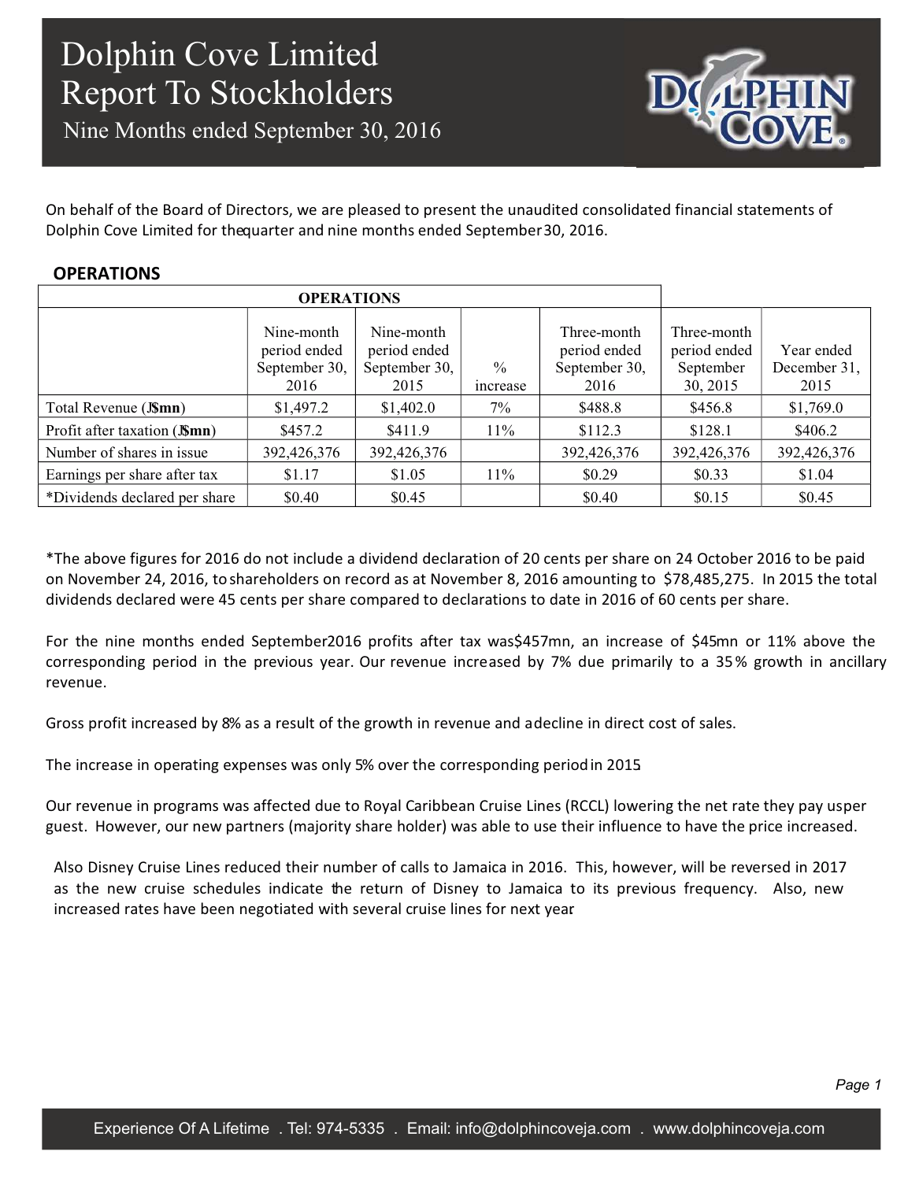# Dolphin Cove Limited
# Report To Stockholders
## Nine Months ended September 30, 2016

On behalf of the Board of Directors, we are pleased to present the unaudited consolidated financial statements of Dolphin Cove Limited for the quarter and nine months ended September 30, 2016.

## OPERATIONS

| OPERATIONS | | | | | | |
|---|---|---|---|---|---|---|
| | Nine-month period ended September 30, 2016 | Nine-month period ended September 30, 2015 | % increase | Three-month period ended September 30, 2016 | Three-month period ended September 30, 2015 | Year ended December 31, 2015 |
| Total Revenue (J$mn) | $1,497.2 | $1,402.0 | 7% | $488.8 | $456.8 | $1,769.0 |
| Profit after taxation (J$mn) | $457.2 | $411.9 | 11% | $112.3 | $128.1 | $406.2 |
| Number of shares in issue | 392,426,376 | 392,426,376 | | 392,426,376 | 392,426,376 | 392,426,376 |
| Earnings per share after tax | $1.17 | $1.05 | 11% | $0.29 | $0.33 | $1.04 |
| *Dividends declared per share | $0.40 | $0.45 | | $0.40 | $0.15 | $0.45 |

*The above figures for 2016 do not include a dividend declaration of 20 cents per share on 24 October 2016 to be paid on November 24, 2016, to shareholders on record as at November 8, 2016 amounting to $78,485,275. In 2015 the total dividends declared were 45 cents per share compared to declarations to date in 2016 of 60 cents per share.

For the nine months ended September 2016 profits after tax was $457mn, an increase of $45mn or 11% above the corresponding period in the previous year. Our revenue increased by 7% due primarily to a 35% growth in ancillary revenue.

Gross profit increased by 8% as a result of the growth in revenue and a decline in direct cost of sales.

The increase in operating expenses was only 5% over the corresponding period in 2015.

Our revenue in programs was affected due to Royal Caribbean Cruise Lines (RCCL) lowering the net rate they pay us per guest. However, our new partners (majority share holder) was able to use their influence to have the price increased.

Also Disney Cruise Lines reduced their number of calls to Jamaica in 2016. This, however, will be reversed in 2017 as the new cruise schedules indicate the return of Disney to Jamaica to its previous frequency. Also, new increased rates have been negotiated with several cruise lines for next year.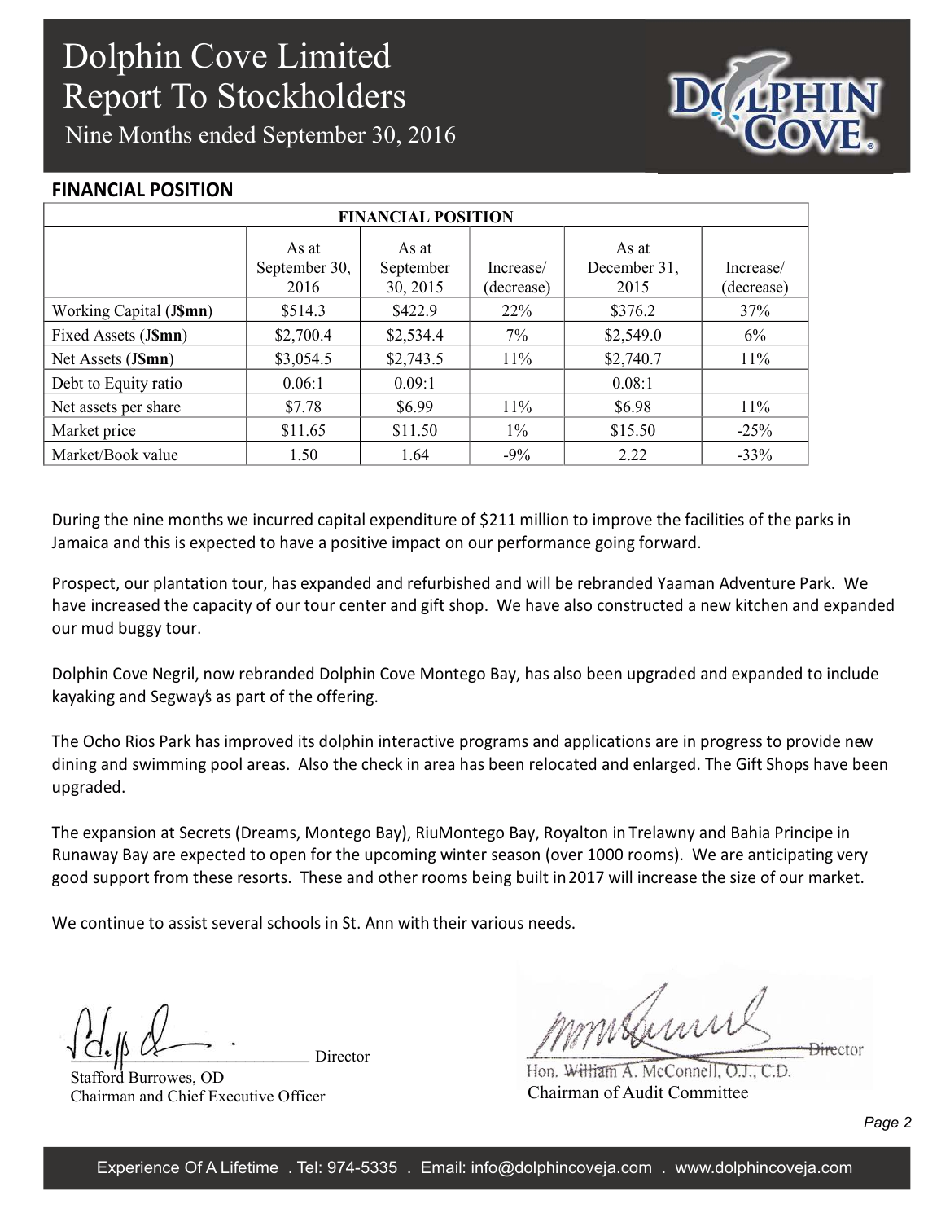# Dolphin Cove Limited
# Report To Stockholders
## Nine Months ended September 30, 2016

## FINANCIAL POSITION

| FINANCIAL POSITION | | | | | |
|---|---|---|---|---|---|
| | As at September 30, 2016 | As at September 30, 2015 | Increase/ (decrease) | As at December 31, 2015 | Increase/ (decrease) |
| Working Capital (J$mn) | $514.3 | $422.9 | 22% | $376.2 | 37% |
| Fixed Assets (J$mn) | $2,700.4 | $2,534.4 | 7% | $2,549.0 | 6% |
| Net Assets (J$mn) | $3,054.5 | $2,743.5 | 11% | $2,740.7 | 11% |
| Debt to Equity ratio | 0.06:1 | 0.09:1 | | 0.08:1 | |
| Net assets per share | $7.78 | $6.99 | 11% | $6.98 | 11% |
| Market price | $11.65 | $11.50 | 1% | $15.50 | -25% |
| Market/Book value | 1.50 | 1.64 | -9% | 2.22 | -33% |

During the nine months we incurred capital expenditure of $211 million to improve the facilities of the parks in Jamaica and this is expected to have a positive impact on our performance going forward.

Prospect, our plantation tour, has expanded and refurbished and will be rebranded Yaaman Adventure Park. We have increased the capacity of our tour center and gift shop. We have also constructed a new kitchen and expanded our mud buggy tour.

Dolphin Cove Negril, now rebranded Dolphin Cove Montego Bay, has also been upgraded and expanded to include kayaking and Segway's as part of the offering.

The Ocho Rios Park has improved its dolphin interactive programs and applications are in progress to provide new dining and swimming pool areas. Also the check in area has been relocated and enlarged. The Gift Shops have been upgraded.

The expansion at Secrets (Dreams, Montego Bay), RiuMontego Bay, Royalton in Trelawny and Bahia Principe in Runaway Bay are expected to open for the upcoming winter season (over 1000 rooms). We are anticipating very good support from these resorts. These and other rooms being built in 2017 will increase the size of our market.

We continue to assist several schools in St. Ann with their various needs.

Director
Stafford Burrowes, OD
Chairman and Chief Executive Officer

Director
Hon. William A. McConnell, O.J., C.D.
Chairman of Audit Committee

Experience Of A Lifetime . Tel: 974-5335 . Email: info@dolphincoveja.com . www.dolphincoveja.com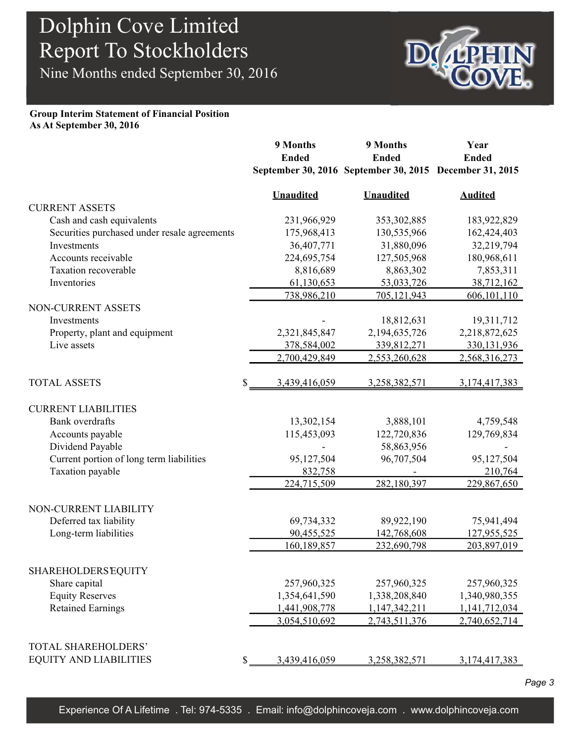# Dolphin Cove Limited

## Report To Stockholders

Nine Months ended September 30, 2016

**Group Interim Statement of Financial Position**
**As At September 30, 2016**

| | 9 Months Ended September 30, 2016 | 9 Months Ended September 30, 2015 | Year Ended December 31, 2015 |
|---|---|---|---|
| | **Unaudited** | **Unaudited** | **Audited** |
| CURRENT ASSETS | | | |
| Cash and cash equivalents | 231,966,929 | 353,302,885 | 183,922,829 |
| Securities purchased under resale agreements | 175,968,413 | 130,535,966 | 162,424,403 |
| Investments | 36,407,771 | 31,880,096 | 32,219,794 |
| Accounts receivable | 224,695,754 | 127,505,968 | 180,968,611 |
| Taxation recoverable | 8,816,689 | 8,863,302 | 7,853,311 |
| Inventories | 61,130,653 | 53,033,726 | 38,712,162 |
| | 738,986,210 | 705,121,943 | 606,101,110 |
| NON-CURRENT ASSETS | | | |
| Investments | - | 18,812,631 | 19,311,712 |
| Property, plant and equipment | 2,321,845,847 | 2,194,635,726 | 2,218,872,625 |
| Live assets | 378,584,002 | 339,812,271 | 330,131,936 |
| | 2,700,429,849 | 2,553,260,628 | 2,568,316,273 |
| TOTAL ASSETS | $ 3,439,416,059 | 3,258,382,571 | 3,174,417,383 |
| CURRENT LIABILITIES | | | |
| Bank overdrafts | 13,302,154 | 3,888,101 | 4,759,548 |
| Accounts payable | 115,453,093 | 122,720,836 | 129,769,834 |
| Dividend Payable | - | 58,863,956 | - |
| Current portion of long term liabilities | 95,127,504 | 96,707,504 | 95,127,504 |
| Taxation payable | 832,758 | - | 210,764 |
| | 224,715,509 | 282,180,397 | 229,867,650 |
| NON-CURRENT LIABILITY | | | |
| Deferred tax liability | 69,734,332 | 89,922,190 | 75,941,494 |
| Long-term liabilities | 90,455,525 | 142,768,608 | 127,955,525 |
| | 160,189,857 | 232,690,798 | 203,897,019 |
| SHAREHOLDERS' EQUITY | | | |
| Share capital | 257,960,325 | 257,960,325 | 257,960,325 |
| Equity Reserves | 1,354,641,590 | 1,338,208,840 | 1,340,980,355 |
| Retained Earnings | 1,441,908,778 | 1,147,342,211 | 1,141,712,034 |
| | 3,054,510,692 | 2,743,511,376 | 2,740,652,714 |
| TOTAL SHAREHOLDERS' EQUITY AND LIABILITIES | $ 3,439,416,059 | 3,258,382,571 | 3,174,417,383 |

Experience Of A Lifetime . Tel: 974-5335 . Email: info@dolphincoveja.com . www.dolphincoveja.com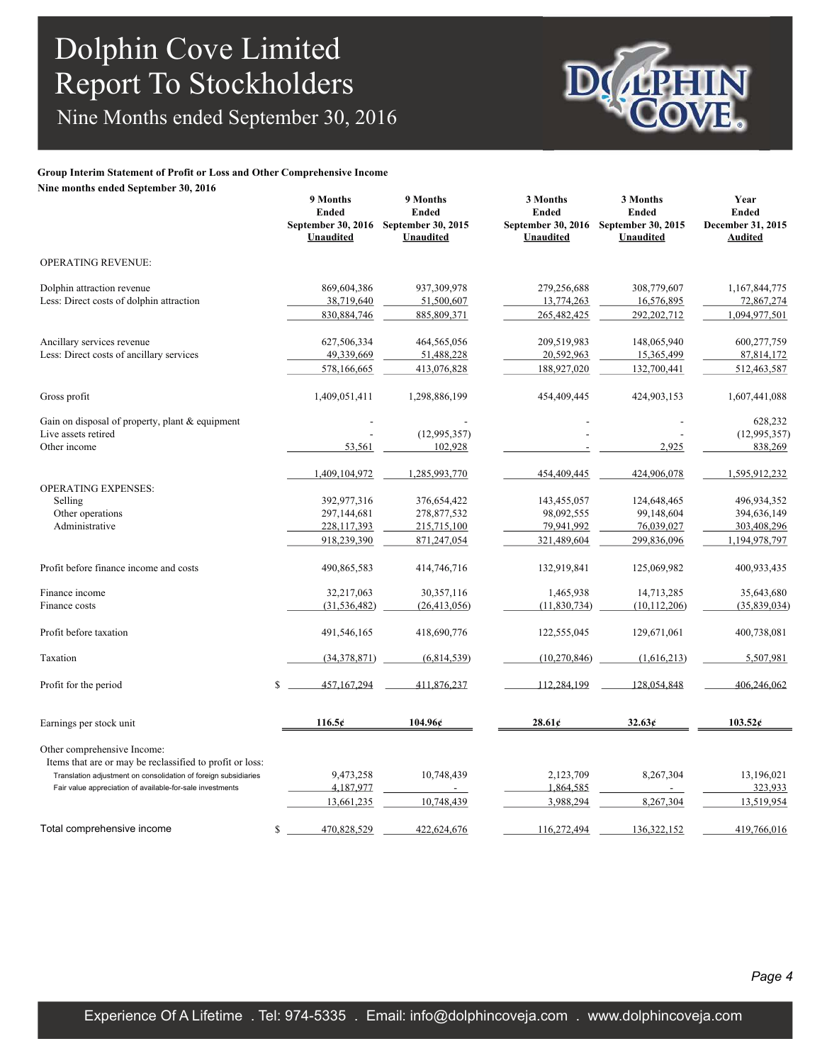# Dolphin Cove Limited
# Report To Stockholders
## Nine Months ended September 30, 2016

**Group Interim Statement of Profit or Loss and Other Comprehensive Income**
**Nine months ended September 30, 2016**

| | 9 Months Ended September 30, 2016 Unaudited | 9 Months Ended September 30, 2015 Unaudited | 3 Months Ended September 30, 2016 Unaudited | 3 Months Ended September 30, 2015 Unaudited | Year Ended December 31, 2015 Audited |
|---|---|---|---|---|---|
| OPERATING REVENUE: | | | | | |
| Dolphin attraction revenue | 869,604,386 | 937,309,978 | 279,256,688 | 308,779,607 | 1,167,844,775 |
| Less: Direct costs of dolphin attraction | 38,719,640 | 51,500,607 | 13,774,263 | 16,576,895 | 72,867,274 |
| | 830,884,746 | 885,809,371 | 265,482,425 | 292,202,712 | 1,094,977,501 |
| Ancillary services revenue | 627,506,334 | 464,565,056 | 209,519,983 | 148,065,940 | 600,277,759 |
| Less: Direct costs of ancillary services | 49,339,669 | 51,488,228 | 20,592,963 | 15,365,499 | 87,814,172 |
| | 578,166,665 | 413,076,828 | 188,927,020 | 132,700,441 | 512,463,587 |
| Gross profit | 1,409,051,411 | 1,298,886,199 | 454,409,445 | 424,903,153 | 1,607,441,088 |
| Gain on disposal of property, plant & equipment | - | - | - | - | 628,232 |
| Live assets retired | - | (12,995,357) | - | - | (12,995,357) |
| Other income | 53,561 | 102,928 | - | 2,925 | 838,269 |
| | 1,409,104,972 | 1,285,993,770 | 454,409,445 | 424,906,078 | 1,595,912,232 |
| OPERATING EXPENSES: | | | | | |
| Selling | 392,977,316 | 376,654,422 | 143,455,057 | 124,648,465 | 496,934,352 |
| Other operations | 297,144,681 | 278,877,532 | 98,092,555 | 99,148,604 | 394,636,149 |
| Administrative | 228,117,393 | 215,715,100 | 79,941,992 | 76,039,027 | 303,408,296 |
| | 918,239,390 | 871,247,054 | 321,489,604 | 299,836,096 | 1,194,978,797 |
| Profit before finance income and costs | 490,865,583 | 414,746,716 | 132,919,841 | 125,069,982 | 400,933,435 |
| Finance income | 32,217,063 | 30,357,116 | 1,465,938 | 14,713,285 | 35,643,680 |
| Finance costs | (31,536,482) | (26,413,056) | (11,830,734) | (10,112,206) | (35,839,034) |
| Profit before taxation | 491,546,165 | 418,690,776 | 122,555,045 | 129,671,061 | 400,738,081 |
| Taxation | (34,378,871) | (6,814,539) | (10,270,846) | (1,616,213) | 5,507,981 |
| Profit for the period | $ 457,167,294 | 411,876,237 | 112,284,199 | 128,054,848 | 406,246,062 |
| Earnings per stock unit | **116.5¢** | **104.96¢** | **28.61¢** | **32.63¢** | **103.52¢** |
| Other comprehensive Income: | | | | | |
| Items that are or may be reclassified to profit or loss: | | | | | |
| Translation adjustment on consolidation of foreign subsidiaries | 9,473,258 | 10,748,439 | 2,123,709 | 8,267,304 | 13,196,021 |
| Fair value appreciation of available-for-sale investments | 4,187,977 | - | 1,864,585 | - | 323,933 |
| | 13,661,235 | 10,748,439 | 3,988,294 | 8,267,304 | 13,519,954 |
| Total comprehensive income | $ 470,828,529 | 422,624,676 | 116,272,494 | 136,322,152 | 419,766,016 |

Experience Of A Lifetime . Tel: 974-5335 . Email: info@dolphincoveja.com . www.dolphincoveja.com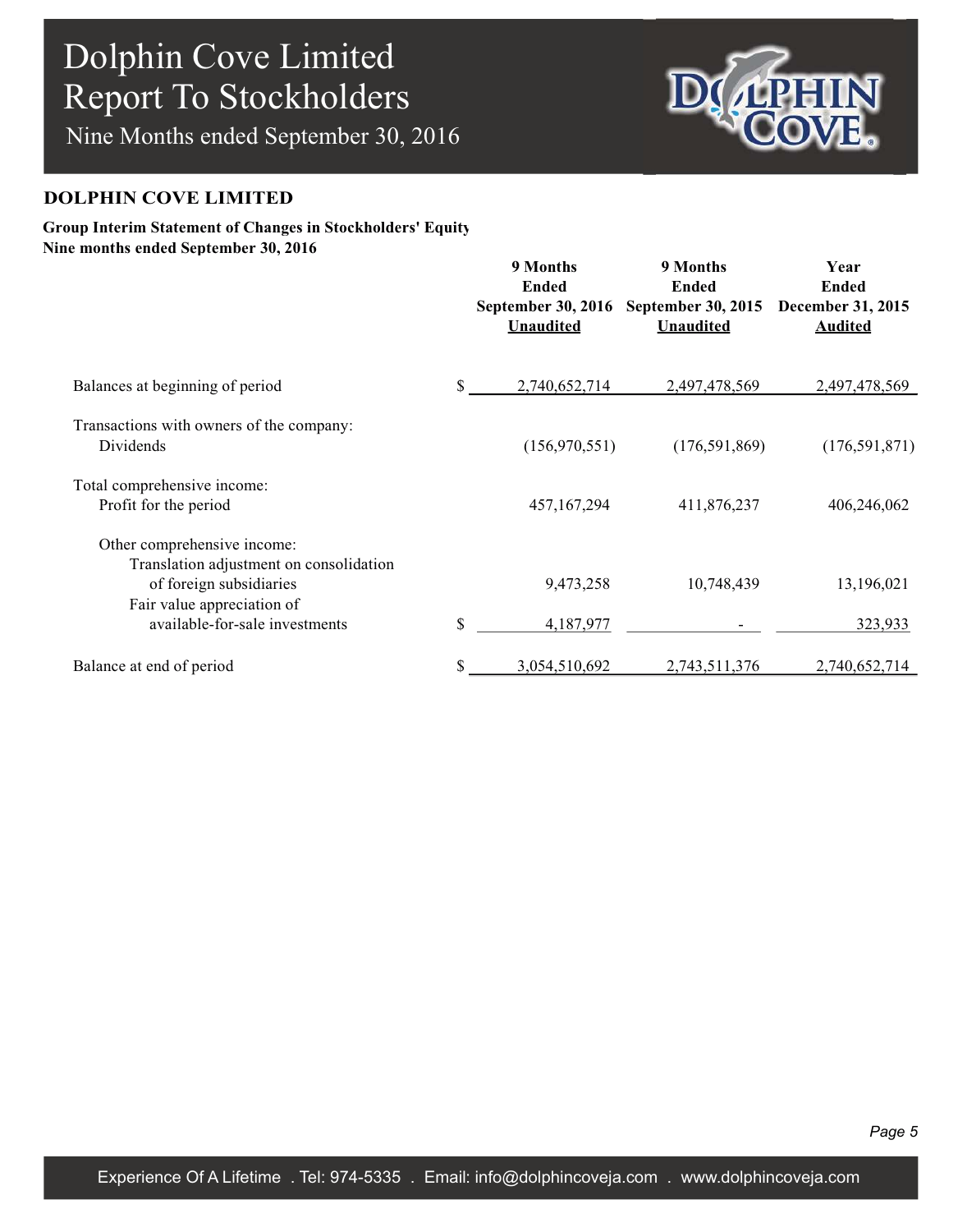# Dolphin Cove Limited
# Report To Stockholders
Nine Months ended September 30, 2016

## DOLPHIN COVE LIMITED

**Group Interim Statement of Changes in Stockholders' Equity**
**Nine months ended September 30, 2016**

| | | 9 Months Ended September 30, 2016 Unaudited | 9 Months Ended September 30, 2015 Unaudited | Year Ended December 31, 2015 Audited |
|---|---|---|---|---|
| Balances at beginning of period | $ | 2,740,652,714 | 2,497,478,569 | 2,497,478,569 |
| Transactions with owners of the company: | | | | |
| Dividends | | (156,970,551) | (176,591,869) | (176,591,871) |
| Total comprehensive income: | | | | |
| Profit for the period | | 457,167,294 | 411,876,237 | 406,246,062 |
| Other comprehensive income: | | | | |
| Translation adjustment on consolidation of foreign subsidiaries | | 9,473,258 | 10,748,439 | 13,196,021 |
| Fair value appreciation of available-for-sale investments | $ | 4,187,977 | - | 323,933 |
| Balance at end of period | $ | 3,054,510,692 | 2,743,511,376 | 2,740,652,714 |

Experience Of A Lifetime . Tel: 974-5335 . Email: info@dolphincoveja.com . www.dolphincoveja.com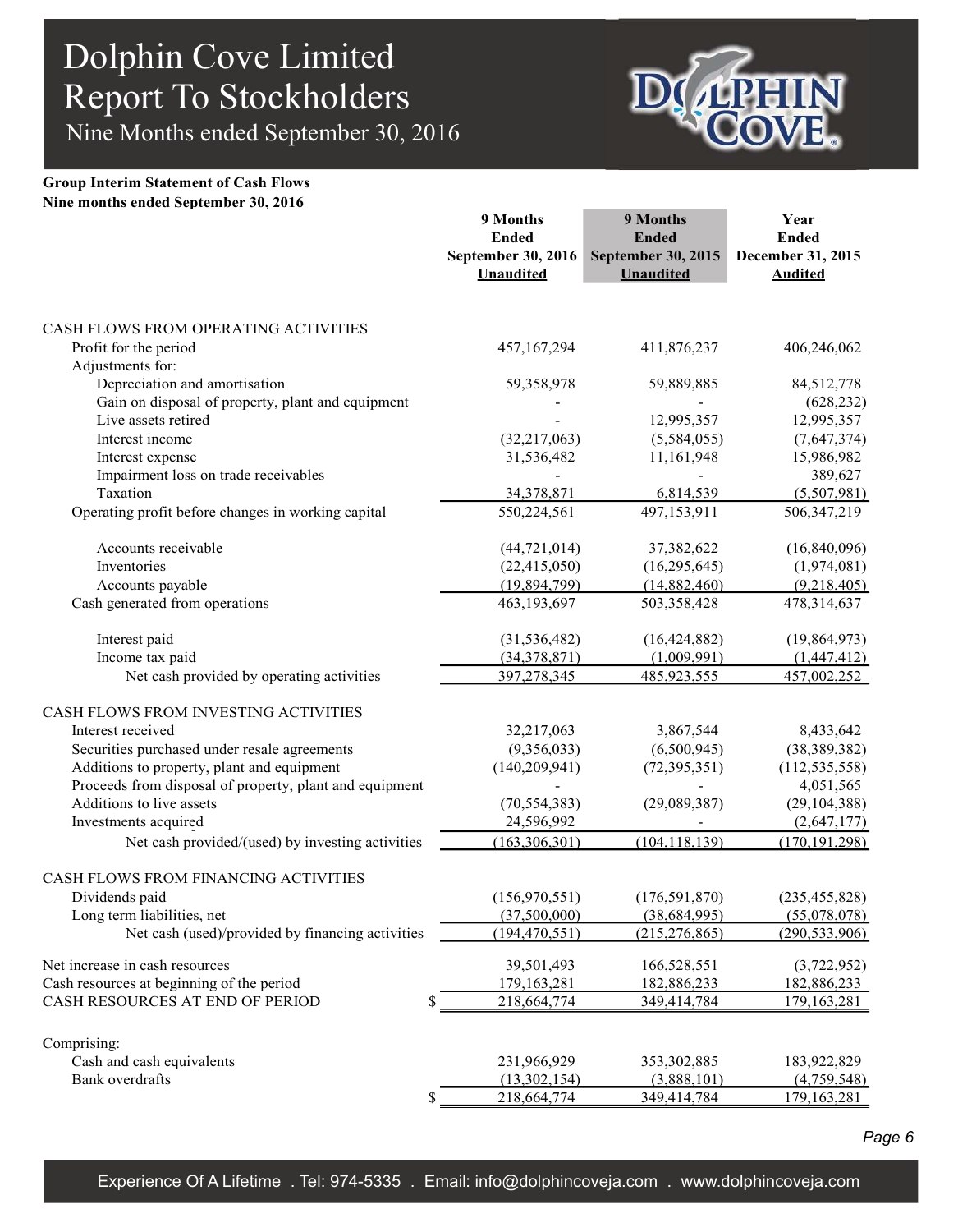# Dolphin Cove Limited
## Report To Stockholders
### Nine Months ended September 30, 2016

**Group Interim Statement of Cash Flows**
**Nine months ended September 30, 2016**

| | 9 Months Ended September 30, 2016 Unaudited | 9 Months Ended September 30, 2015 Unaudited | Year Ended December 31, 2015 Audited |
|---|---|---|---|
| CASH FLOWS FROM OPERATING ACTIVITIES | | | |
| Profit for the period | 457,167,294 | 411,876,237 | 406,246,062 |
| Adjustments for: | | | |
| Depreciation and amortisation | 59,358,978 | 59,889,885 | 84,512,778 |
| Gain on disposal of property, plant and equipment | - | - | (628,232) |
| Live assets retired | - | 12,995,357 | 12,995,357 |
| Interest income | (32,217,063) | (5,584,055) | (7,647,374) |
| Interest expense | 31,536,482 | 11,161,948 | 15,986,982 |
| Impairment loss on trade receivables | - | - | 389,627 |
| Taxation | 34,378,871 | 6,814,539 | (5,507,981) |
| Operating profit before changes in working capital | 550,224,561 | 497,153,911 | 506,347,219 |
| Accounts receivable | (44,721,014) | 37,382,622 | (16,840,096) |
| Inventories | (22,415,050) | (16,295,645) | (1,974,081) |
| Accounts payable | (19,894,799) | (14,882,460) | (9,218,405) |
| Cash generated from operations | 463,193,697 | 503,358,428 | 478,314,637 |
| Interest paid | (31,536,482) | (16,424,882) | (19,864,973) |
| Income tax paid | (34,378,871) | (1,009,991) | (1,447,412) |
| Net cash provided by operating activities | 397,278,345 | 485,923,555 | 457,002,252 |
| CASH FLOWS FROM INVESTING ACTIVITIES | | | |
| Interest received | 32,217,063 | 3,867,544 | 8,433,642 |
| Securities purchased under resale agreements | (9,356,033) | (6,500,945) | (38,389,382) |
| Additions to property, plant and equipment | (140,209,941) | (72,395,351) | (112,535,558) |
| Proceeds from disposal of property, plant and equipment | - | - | 4,051,565 |
| Additions to live assets | (70,554,383) | (29,089,387) | (29,104,388) |
| Investments acquired | 24,596,992 | - | (2,647,177) |
| Net cash provided/(used) by investing activities | (163,306,301) | (104,118,139) | (170,191,298) |
| CASH FLOWS FROM FINANCING ACTIVITIES | | | |
| Dividends paid | (156,970,551) | (176,591,870) | (235,455,828) |
| Long term liabilities, net | (37,500,000) | (38,684,995) | (55,078,078) |
| Net cash (used)/provided by financing activities | (194,470,551) | (215,276,865) | (290,533,906) |
| Net increase in cash resources | 39,501,493 | 166,528,551 | (3,722,952) |
| Cash resources at beginning of the period | 179,163,281 | 182,886,233 | 182,886,233 |
| CASH RESOURCES AT END OF PERIOD | $ 218,664,774 | 349,414,784 | 179,163,281 |
| Comprising: | | | |
| Cash and cash equivalents | 231,966,929 | 353,302,885 | 183,922,829 |
| Bank overdrafts | (13,302,154) | (3,888,101) | (4,759,548) |
| | $ 218,664,774 | 349,414,784 | 179,163,281 |

Experience Of A Lifetime . Tel: 974-5335 . Email: info@dolphincoveja.com . www.dolphincoveja.com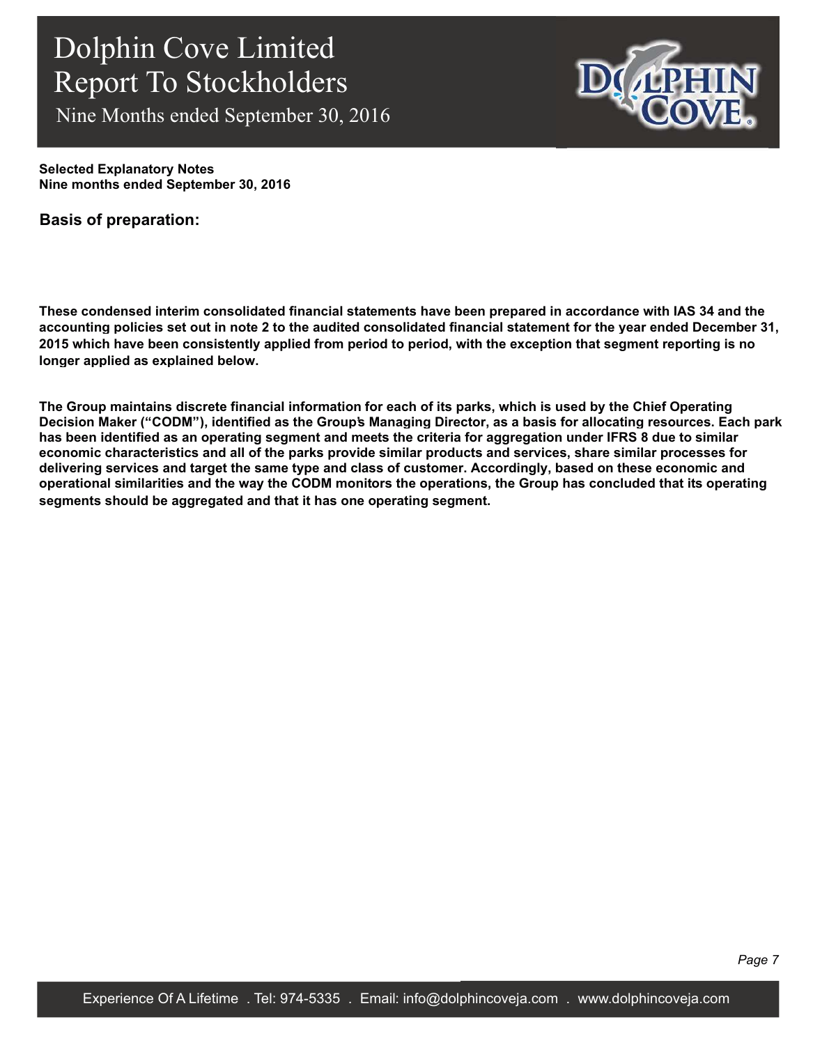**Selected Explanatory Notes**
**Nine months ended September 30, 2016**

## Basis of preparation:

**These condensed interim consolidated financial statements have been prepared in accordance with IAS 34 and the accounting policies set out in note 2 to the audited consolidated financial statement for the year ended December 31, 2015 which have been consistently applied from period to period, with the exception that segment reporting is no longer applied as explained below.**

**The Group maintains discrete financial information for each of its parks, which is used by the Chief Operating Decision Maker ("CODM"), identified as the Group's Managing Director, as a basis for allocating resources. Each park has been identified as an operating segment and meets the criteria for aggregation under IFRS 8 due to similar economic characteristics and all of the parks provide similar products and services, share similar processes for delivering services and target the same type and class of customer. Accordingly, based on these economic and operational similarities and the way the CODM monitors the operations, the Group has concluded that its operating segments should be aggregated and that it has one operating segment.**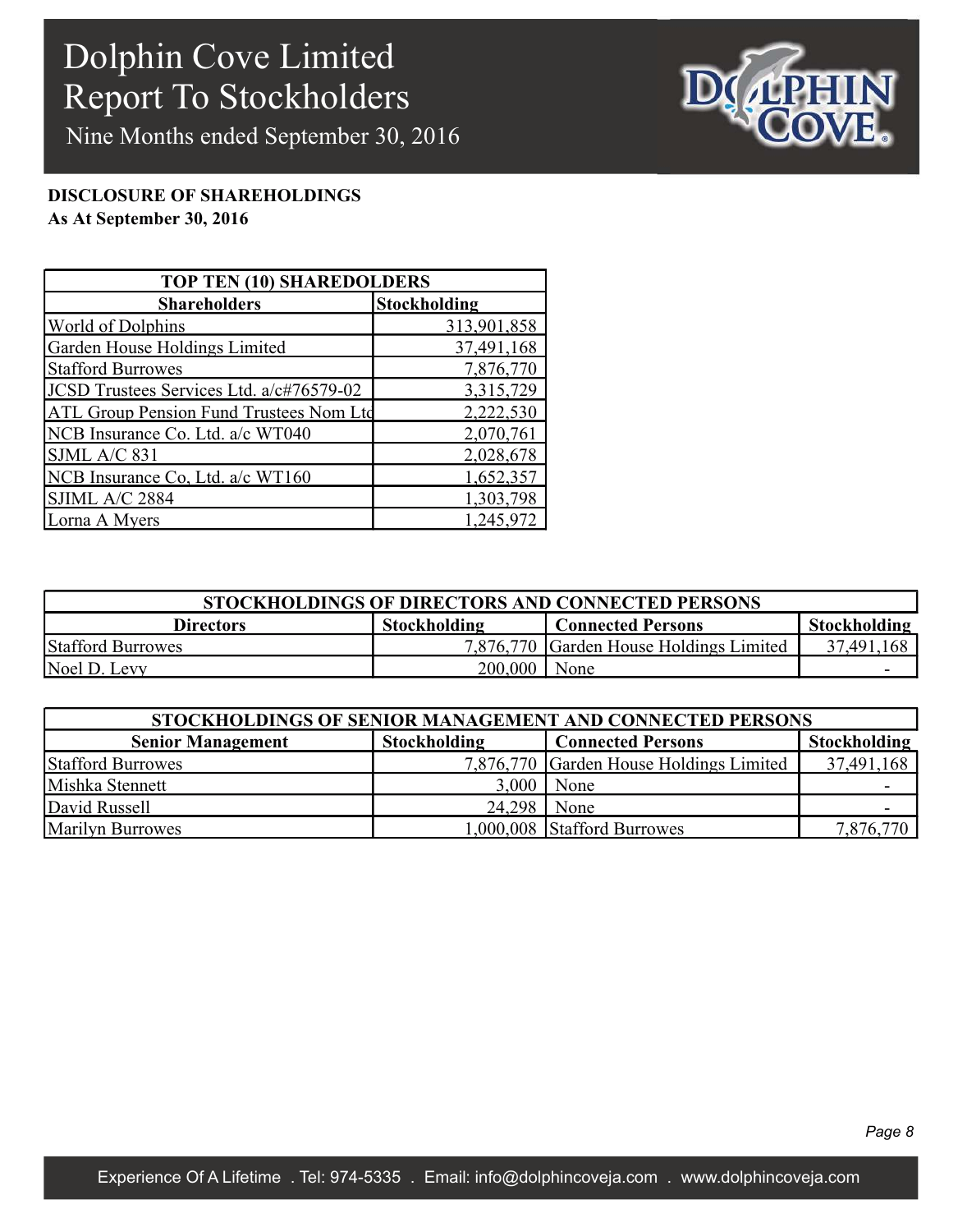# Dolphin Cove Limited
# Report To Stockholders
Nine Months ended September 30, 2016

**DISCLOSURE OF SHAREHOLDINGS**
**As At September 30, 2016**

| TOP TEN (10) SHAREDOLDERS | |
|---|---|
| **Shareholders** | **Stockholding** |
| World of Dolphins | 313,901,858 |
| Garden House Holdings Limited | 37,491,168 |
| Stafford Burrowes | 7,876,770 |
| JCSD Trustees Services Ltd. a/c#76579-02 | 3,315,729 |
| ATL Group Pension Fund Trustees Nom Ltd | 2,222,530 |
| NCB Insurance Co. Ltd. a/c WT040 | 2,070,761 |
| SJML A/C 831 | 2,028,678 |
| NCB Insurance Co, Ltd. a/c WT160 | 1,652,357 |
| SJIML A/C 2884 | 1,303,798 |
| Lorna A Myers | 1,245,972 |

| STOCKHOLDINGS OF DIRECTORS AND CONNECTED PERSONS | | | |
|---|---|---|---|
| **Directors** | **Stockholding** | **Connected Persons** | **Stockholding** |
| Stafford Burrowes | 7,876,770 | Garden House Holdings Limited | 37,491,168 |
| Noel D. Levy | 200,000 | None | - |

| STOCKHOLDINGS OF SENIOR MANAGEMENT AND CONNECTED PERSONS | | | |
|---|---|---|---|
| **Senior Management** | **Stockholding** | **Connected Persons** | **Stockholding** |
| Stafford Burrowes | 7,876,770 | Garden House Holdings Limited | 37,491,168 |
| Mishka Stennett | 3,000 | None | - |
| David Russell | 24,298 | None | - |
| Marilyn Burrowes | 1,000,008 | Stafford Burrowes | 7,876,770 |

Experience Of A Lifetime . Tel: 974-5335 . Email: info@dolphincoveja.com . www.dolphincoveja.com